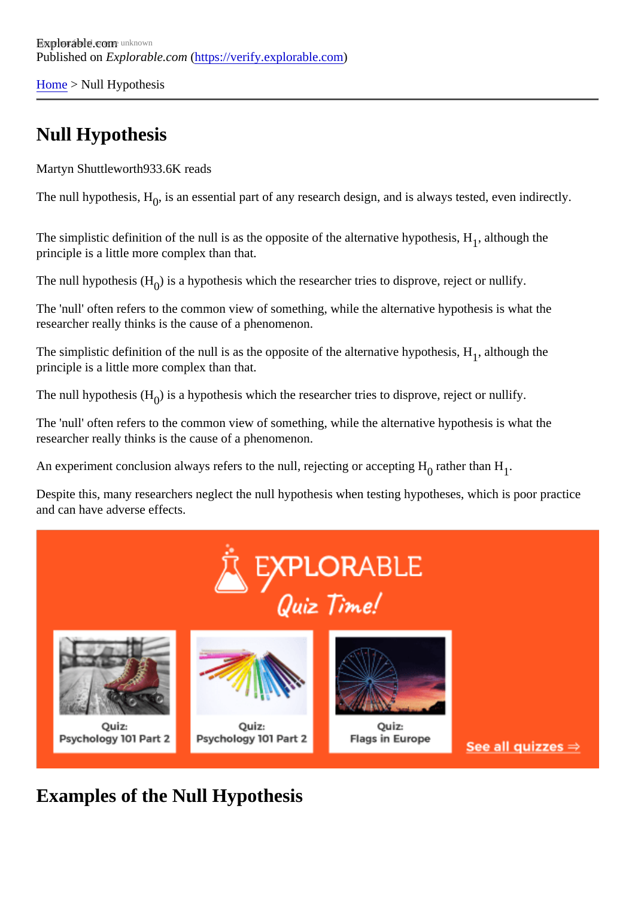Published on *Explorable.com* (https://verify.explorable.com)

Home > Null Hypothesis

# Null Hypothesis

Martyn Shuttleworth933.6K reads

The null hypothesis, $H_0$, is an essential part of any research design, and is always tested, even indirectly.

The simplistic definition of the null is as the opposite of the alternative hypothesis, $H_1$, although the principle is a little more complex than that.

The null hypothesis ($H_0$) is a hypothesis which the researcher tries to disprove, reject or nullify.

The 'null' often refers to the common view of something, while the alternative hypothesis is what the researcher really thinks is the cause of a phenomenon.

The simplistic definition of the null is as the opposite of the alternative hypothesis, $H_1$, although the principle is a little more complex than that.

The null hypothesis ($H_0$) is a hypothesis which the researcher tries to disprove, reject or nullify.

The 'null' often refers to the common view of something, while the alternative hypothesis is what the researcher really thinks is the cause of a phenomenon.

An experiment conclusion always refers to the null, rejecting or accepting $H_0$ rather than $H_1$.

Despite this, many researchers neglect the null hypothesis when testing hypotheses, which is poor practice and can have adverse effects.

## Examples of the Null Hypothesis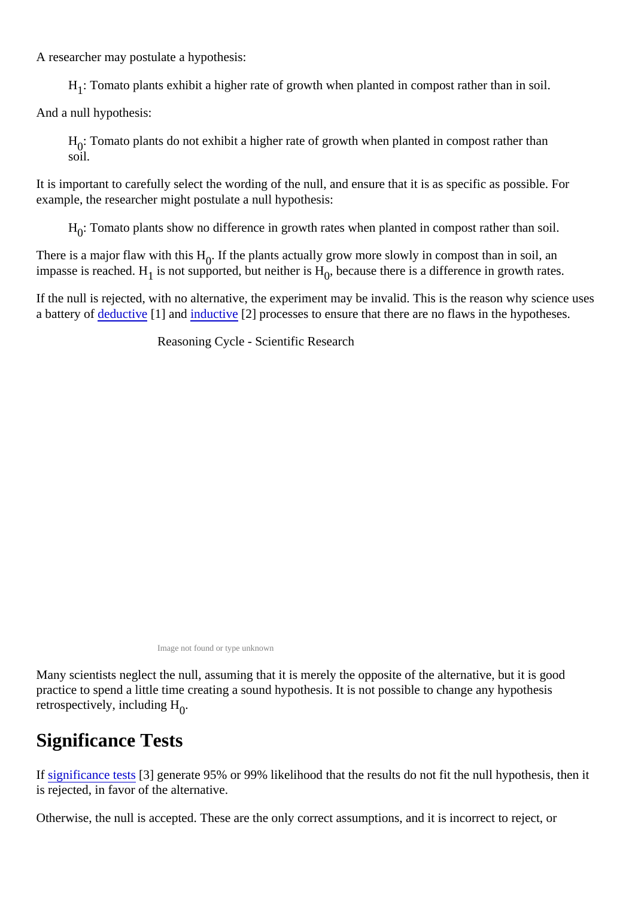A researcher may postulate a hypothesis:

> $H_1$: Tomato plants exhibit a higher rate of growth when planted in compost rather than in soil.

And a null hypothesis:

> $H_0$: Tomato plants do not exhibit a higher rate of growth when planted in compost rather than soil.

It is important to carefully select the wording of the null, and ensure that it is as specific as possible. For example, the researcher might postulate a null hypothesis:

> $H_0$: Tomato plants show no difference in growth rates when planted in compost rather than soil.

There is a major flaw with this $H_0$. If the plants actually grow more slowly in compost than in soil, an impasse is reached. $H_1$ is not supported, but neither is $H_0$, because there is a difference in growth rates.

If the null is rejected, with no alternative, the experiment may be invalid. This is the reason why science uses a battery of deductive [1] and inductive [2] processes to ensure that there are no flaws in the hypotheses.

Reasoning Cycle - Scientific Research

Image not found or type unknown

Many scientists neglect the null, assuming that it is merely the opposite of the alternative, but it is good practice to spend a little time creating a sound hypothesis. It is not possible to change any hypothesis retrospectively, including $H_0$.

## Significance Tests

If significance tests [3] generate 95% or 99% likelihood that the results do not fit the null hypothesis, then it is rejected, in favor of the alternative.

Otherwise, the null is accepted. These are the only correct assumptions, and it is incorrect to reject, or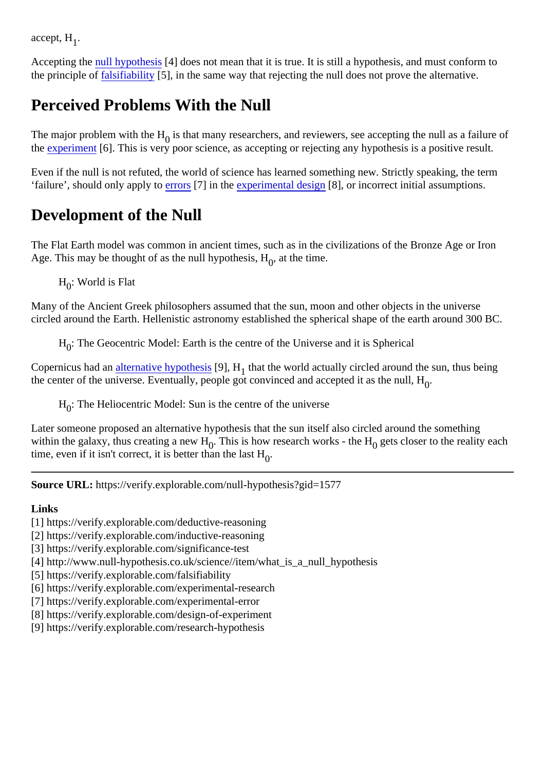accept, $H_1$.

Accepting the null hypothesis [4] does not mean that it is true. It is still a hypothesis, and must conform to the principle of falsifiability [5], in the same way that rejecting the null does not prove the alternative.

## Perceived Problems With the Null

The major problem with the $H_0$ is that many researchers, and reviewers, see accepting the null as a failure of the experiment [6]. This is very poor science, as accepting or rejecting any hypothesis is a positive result.

Even if the null is not refuted, the world of science has learned something new. Strictly speaking, the term 'failure', should only apply to errors [7] in the experimental design [8], or incorrect initial assumptions.

## Development of the Null

The Flat Earth model was common in ancient times, such as in the civilizations of the Bronze Age or Iron Age. This may be thought of as the null hypothesis, $H_0$, at the time.

> $H_0$: World is Flat

Many of the Ancient Greek philosophers assumed that the sun, moon and other objects in the universe circled around the Earth. Hellenistic astronomy established the spherical shape of the earth around 300 BC.

> $H_0$: The Geocentric Model: Earth is the centre of the Universe and it is Spherical

Copernicus had an alternative hypothesis [9], $H_1$ that the world actually circled around the sun, thus being the center of the universe. Eventually, people got convinced and accepted it as the null, $H_0$.

> $H_0$: The Heliocentric Model: Sun is the centre of the universe

Later someone proposed an alternative hypothesis that the sun itself also circled around the something within the galaxy, thus creating a new $H_0$. This is how research works - the $H_0$ gets closer to the reality each time, even if it isn't correct, it is better than the last $H_0$.

---

**Source URL:** https://verify.explorable.com/null-hypothesis?gid=1577

**Links**
[1] https://verify.explorable.com/deductive-reasoning
[2] https://verify.explorable.com/inductive-reasoning
[3] https://verify.explorable.com/significance-test
[4] http://www.null-hypothesis.co.uk/science//item/what_is_a_null_hypothesis
[5] https://verify.explorable.com/falsifiability
[6] https://verify.explorable.com/experimental-research
[7] https://verify.explorable.com/experimental-error
[8] https://verify.explorable.com/design-of-experiment
[9] https://verify.explorable.com/research-hypothesis